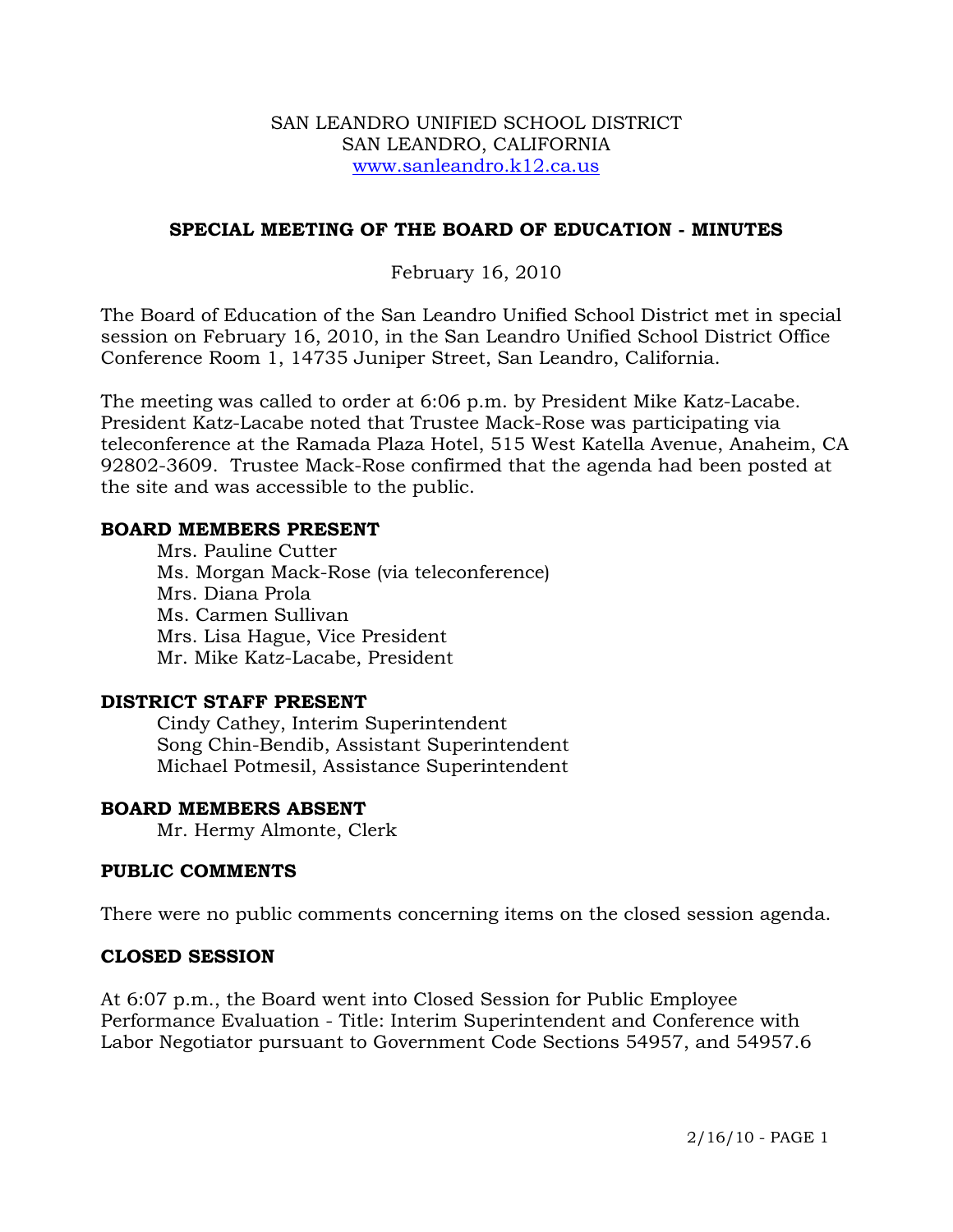SAN LEANDRO UNIFIED SCHOOL DISTRICT
SAN LEANDRO, CALIFORNIA
www.sanleandro.k12.ca.us

## SPECIAL MEETING OF THE BOARD OF EDUCATION - MINUTES

February 16, 2010

The Board of Education of the San Leandro Unified School District met in special session on February 16, 2010, in the San Leandro Unified School District Office Conference Room 1, 14735 Juniper Street, San Leandro, California.

The meeting was called to order at 6:06 p.m. by President Mike Katz-Lacabe. President Katz-Lacabe noted that Trustee Mack-Rose was participating via teleconference at the Ramada Plaza Hotel, 515 West Katella Avenue, Anaheim, CA 92802-3609. Trustee Mack-Rose confirmed that the agenda had been posted at the site and was accessible to the public.

### BOARD MEMBERS PRESENT

Mrs. Pauline Cutter
Ms. Morgan Mack-Rose (via teleconference)
Mrs. Diana Prola
Ms. Carmen Sullivan
Mrs. Lisa Hague, Vice President
Mr. Mike Katz-Lacabe, President

### DISTRICT STAFF PRESENT

Cindy Cathey, Interim Superintendent
Song Chin-Bendib, Assistant Superintendent
Michael Potmesil, Assistance Superintendent

### BOARD MEMBERS ABSENT

Mr. Hermy Almonte, Clerk

### PUBLIC COMMENTS

There were no public comments concerning items on the closed session agenda.

### CLOSED SESSION

At 6:07 p.m., the Board went into Closed Session for Public Employee Performance Evaluation - Title: Interim Superintendent and Conference with Labor Negotiator pursuant to Government Code Sections 54957, and 54957.6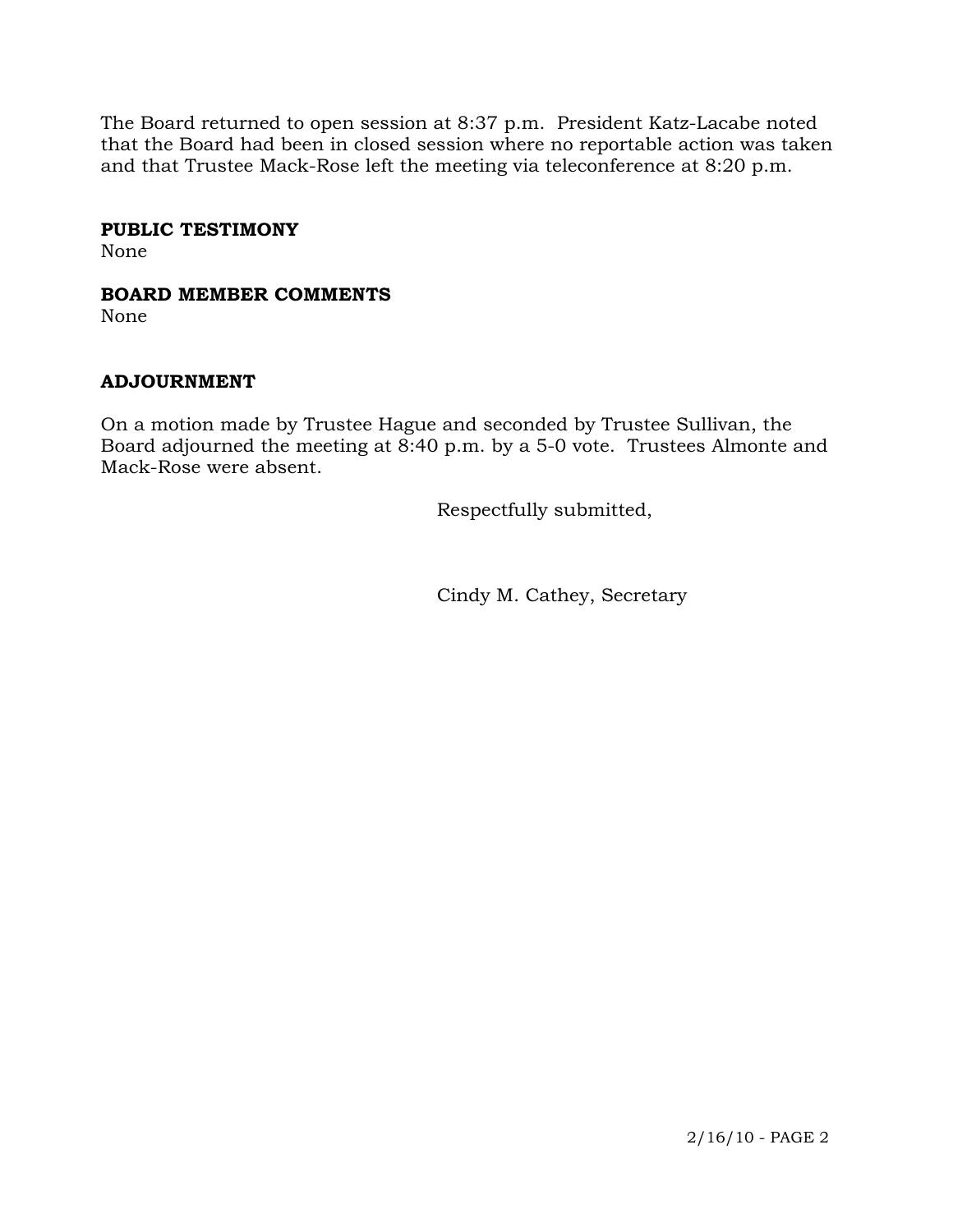The Board returned to open session at 8:37 p.m. President Katz-Lacabe noted that the Board had been in closed session where no reportable action was taken and that Trustee Mack-Rose left the meeting via teleconference at 8:20 p.m.

**PUBLIC TESTIMONY**

None

**BOARD MEMBER COMMENTS**

None

**ADJOURNMENT**

On a motion made by Trustee Hague and seconded by Trustee Sullivan, the Board adjourned the meeting at 8:40 p.m. by a 5-0 vote. Trustees Almonte and Mack-Rose were absent.

Respectfully submitted,

Cindy M. Cathey, Secretary